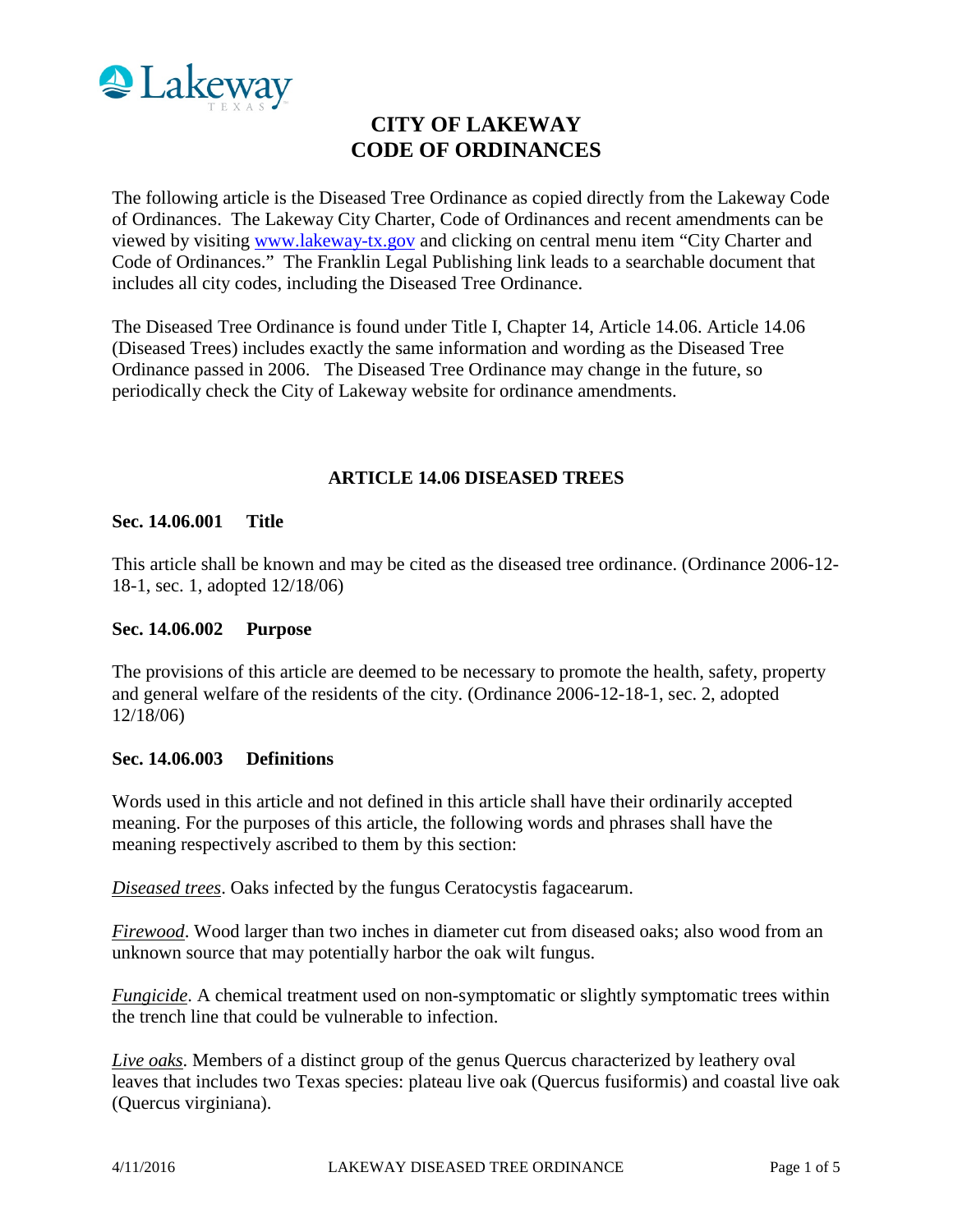# CITY OF LAKEWAY
# CODE OF ORDINANCES

The following article is the Diseased Tree Ordinance as copied directly from the Lakeway Code of Ordinances. The Lakeway City Charter, Code of Ordinances and recent amendments can be viewed by visiting [www.lakeway-tx.gov](http://www.lakeway-tx.gov) and clicking on central menu item "City Charter and Code of Ordinances." The Franklin Legal Publishing link leads to a searchable document that includes all city codes, including the Diseased Tree Ordinance.

The Diseased Tree Ordinance is found under Title I, Chapter 14, Article 14.06. Article 14.06 (Diseased Trees) includes exactly the same information and wording as the Diseased Tree Ordinance passed in 2006. The Diseased Tree Ordinance may change in the future, so periodically check the City of Lakeway website for ordinance amendments.

## ARTICLE 14.06 DISEASED TREES

### Sec. 14.06.001 Title

This article shall be known and may be cited as the diseased tree ordinance. (Ordinance 2006-12-18-1, sec. 1, adopted 12/18/06)

### Sec. 14.06.002 Purpose

The provisions of this article are deemed to be necessary to promote the health, safety, property and general welfare of the residents of the city. (Ordinance 2006-12-18-1, sec. 2, adopted 12/18/06)

### Sec. 14.06.003 Definitions

Words used in this article and not defined in this article shall have their ordinarily accepted meaning. For the purposes of this article, the following words and phrases shall have the meaning respectively ascribed to them by this section:

*Diseased trees*. Oaks infected by the fungus Ceratocystis fagacearum.

*Firewood*. Wood larger than two inches in diameter cut from diseased oaks; also wood from an unknown source that may potentially harbor the oak wilt fungus.

*Fungicide*. A chemical treatment used on non-symptomatic or slightly symptomatic trees within the trench line that could be vulnerable to infection.

*Live oaks*. Members of a distinct group of the genus Quercus characterized by leathery oval leaves that includes two Texas species: plateau live oak (Quercus fusiformis) and coastal live oak (Quercus virginiana).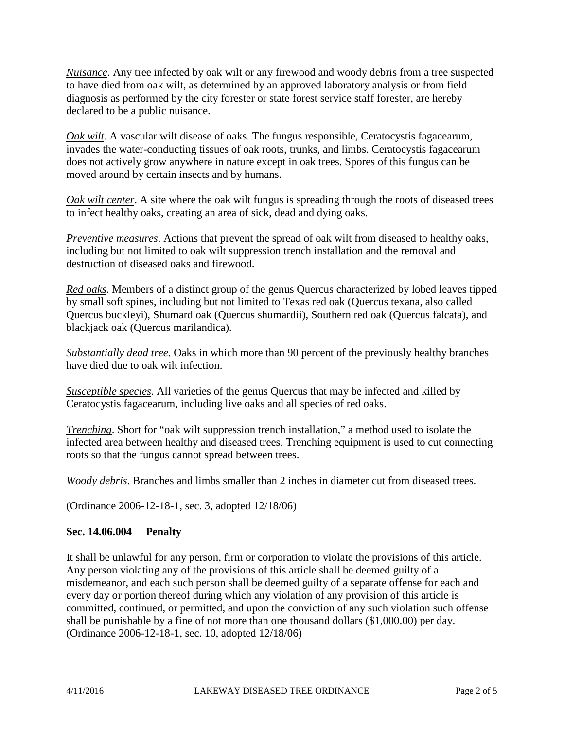*Nuisance*. Any tree infected by oak wilt or any firewood and woody debris from a tree suspected to have died from oak wilt, as determined by an approved laboratory analysis or from field diagnosis as performed by the city forester or state forest service staff forester, are hereby declared to be a public nuisance.

*Oak wilt*. A vascular wilt disease of oaks. The fungus responsible, Ceratocystis fagacearum, invades the water-conducting tissues of oak roots, trunks, and limbs. Ceratocystis fagacearum does not actively grow anywhere in nature except in oak trees. Spores of this fungus can be moved around by certain insects and by humans.

*Oak wilt center*. A site where the oak wilt fungus is spreading through the roots of diseased trees to infect healthy oaks, creating an area of sick, dead and dying oaks.

*Preventive measures*. Actions that prevent the spread of oak wilt from diseased to healthy oaks, including but not limited to oak wilt suppression trench installation and the removal and destruction of diseased oaks and firewood.

*Red oaks*. Members of a distinct group of the genus Quercus characterized by lobed leaves tipped by small soft spines, including but not limited to Texas red oak (Quercus texana, also called Quercus buckleyi), Shumard oak (Quercus shumardii), Southern red oak (Quercus falcata), and blackjack oak (Quercus marilandica).

*Substantially dead tree*. Oaks in which more than 90 percent of the previously healthy branches have died due to oak wilt infection.

*Susceptible species*. All varieties of the genus Quercus that may be infected and killed by Ceratocystis fagacearum, including live oaks and all species of red oaks.

*Trenching*. Short for "oak wilt suppression trench installation," a method used to isolate the infected area between healthy and diseased trees. Trenching equipment is used to cut connecting roots so that the fungus cannot spread between trees.

*Woody debris*. Branches and limbs smaller than 2 inches in diameter cut from diseased trees.

(Ordinance 2006-12-18-1, sec. 3, adopted 12/18/06)

### Sec. 14.06.004 Penalty

It shall be unlawful for any person, firm or corporation to violate the provisions of this article. Any person violating any of the provisions of this article shall be deemed guilty of a misdemeanor, and each such person shall be deemed guilty of a separate offense for each and every day or portion thereof during which any violation of any provision of this article is committed, continued, or permitted, and upon the conviction of any such violation such offense shall be punishable by a fine of not more than one thousand dollars ($1,000.00) per day. (Ordinance 2006-12-18-1, sec. 10, adopted 12/18/06)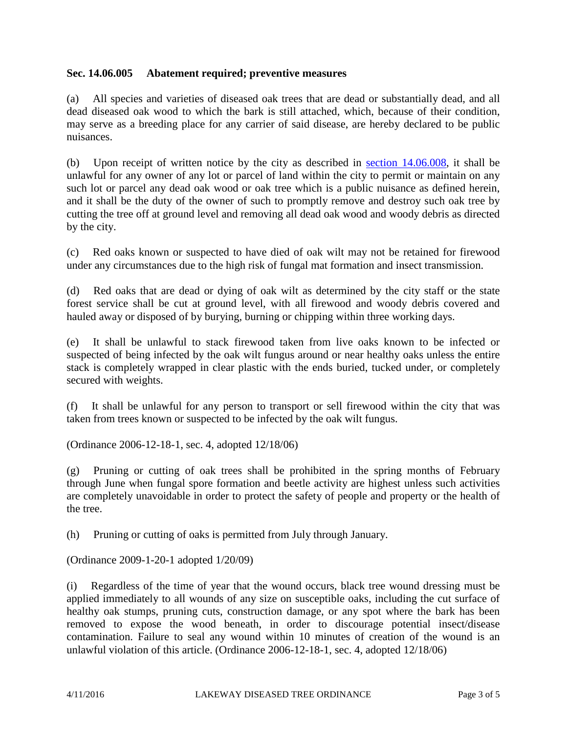### Sec. 14.06.005 Abatement required; preventive measures

(a) All species and varieties of diseased oak trees that are dead or substantially dead, and all dead diseased oak wood to which the bark is still attached, which, because of their condition, may serve as a breeding place for any carrier of said disease, are hereby declared to be public nuisances.

(b) Upon receipt of written notice by the city as described in [section 14.06.008](), it shall be unlawful for any owner of any lot or parcel of land within the city to permit or maintain on any such lot or parcel any dead oak wood or oak tree which is a public nuisance as defined herein, and it shall be the duty of the owner of such to promptly remove and destroy such oak tree by cutting the tree off at ground level and removing all dead oak wood and woody debris as directed by the city.

(c) Red oaks known or suspected to have died of oak wilt may not be retained for firewood under any circumstances due to the high risk of fungal mat formation and insect transmission.

(d) Red oaks that are dead or dying of oak wilt as determined by the city staff or the state forest service shall be cut at ground level, with all firewood and woody debris covered and hauled away or disposed of by burying, burning or chipping within three working days.

(e) It shall be unlawful to stack firewood taken from live oaks known to be infected or suspected of being infected by the oak wilt fungus around or near healthy oaks unless the entire stack is completely wrapped in clear plastic with the ends buried, tucked under, or completely secured with weights.

(f) It shall be unlawful for any person to transport or sell firewood within the city that was taken from trees known or suspected to be infected by the oak wilt fungus.

(Ordinance 2006-12-18-1, sec. 4, adopted 12/18/06)

(g) Pruning or cutting of oak trees shall be prohibited in the spring months of February through June when fungal spore formation and beetle activity are highest unless such activities are completely unavoidable in order to protect the safety of people and property or the health of the tree.

(h) Pruning or cutting of oaks is permitted from July through January.

(Ordinance 2009-1-20-1 adopted 1/20/09)

(i) Regardless of the time of year that the wound occurs, black tree wound dressing must be applied immediately to all wounds of any size on susceptible oaks, including the cut surface of healthy oak stumps, pruning cuts, construction damage, or any spot where the bark has been removed to expose the wood beneath, in order to discourage potential insect/disease contamination. Failure to seal any wound within 10 minutes of creation of the wound is an unlawful violation of this article. (Ordinance 2006-12-18-1, sec. 4, adopted 12/18/06)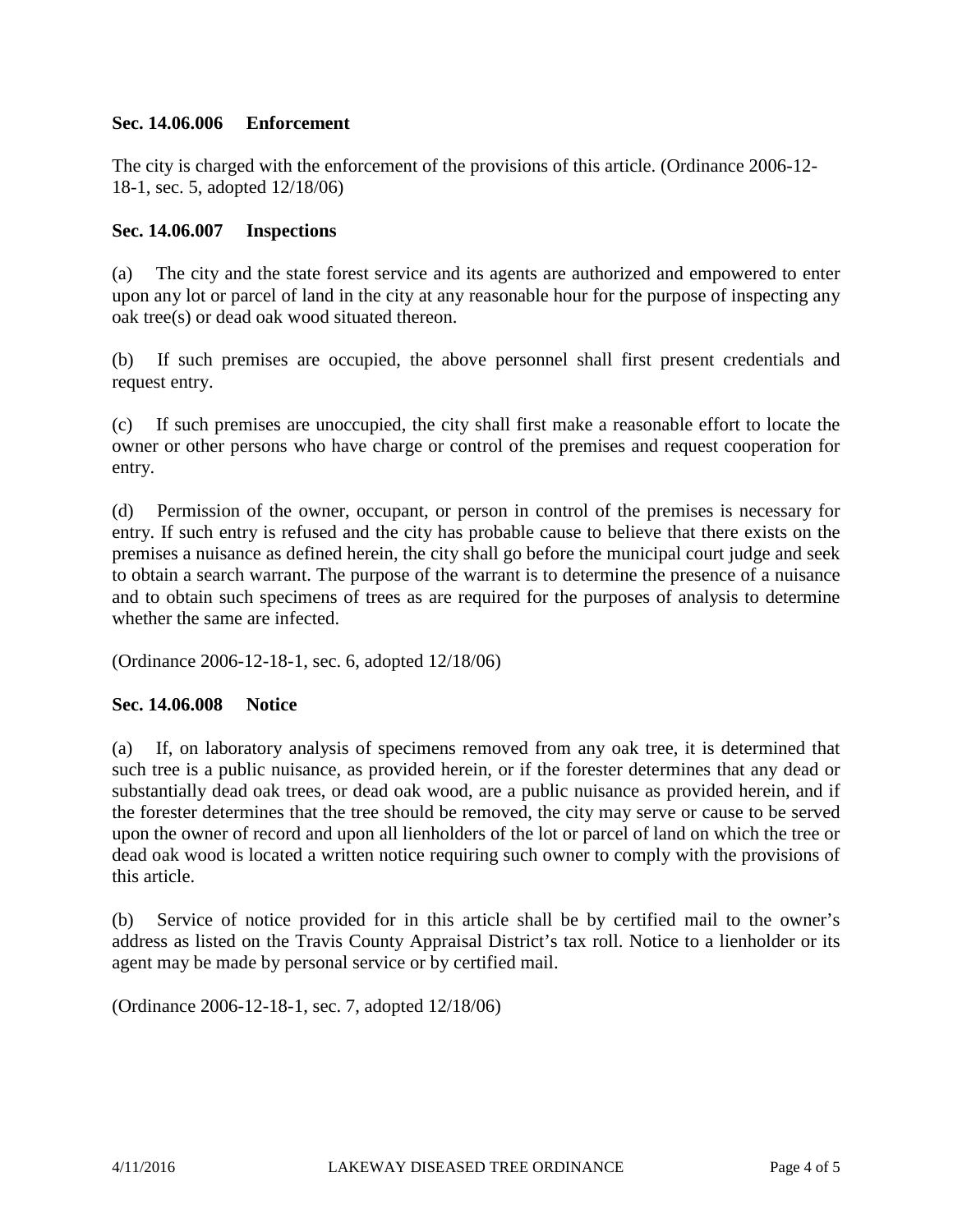### Sec. 14.06.006 Enforcement

The city is charged with the enforcement of the provisions of this article. (Ordinance 2006-12-18-1, sec. 5, adopted 12/18/06)

### Sec. 14.06.007 Inspections

(a) The city and the state forest service and its agents are authorized and empowered to enter upon any lot or parcel of land in the city at any reasonable hour for the purpose of inspecting any oak tree(s) or dead oak wood situated thereon.

(b) If such premises are occupied, the above personnel shall first present credentials and request entry.

(c) If such premises are unoccupied, the city shall first make a reasonable effort to locate the owner or other persons who have charge or control of the premises and request cooperation for entry.

(d) Permission of the owner, occupant, or person in control of the premises is necessary for entry. If such entry is refused and the city has probable cause to believe that there exists on the premises a nuisance as defined herein, the city shall go before the municipal court judge and seek to obtain a search warrant. The purpose of the warrant is to determine the presence of a nuisance and to obtain such specimens of trees as are required for the purposes of analysis to determine whether the same are infected.

(Ordinance 2006-12-18-1, sec. 6, adopted 12/18/06)

### Sec. 14.06.008 Notice

(a) If, on laboratory analysis of specimens removed from any oak tree, it is determined that such tree is a public nuisance, as provided herein, or if the forester determines that any dead or substantially dead oak trees, or dead oak wood, are a public nuisance as provided herein, and if the forester determines that the tree should be removed, the city may serve or cause to be served upon the owner of record and upon all lienholders of the lot or parcel of land on which the tree or dead oak wood is located a written notice requiring such owner to comply with the provisions of this article.

(b) Service of notice provided for in this article shall be by certified mail to the owner's address as listed on the Travis County Appraisal District's tax roll. Notice to a lienholder or its agent may be made by personal service or by certified mail.

(Ordinance 2006-12-18-1, sec. 7, adopted 12/18/06)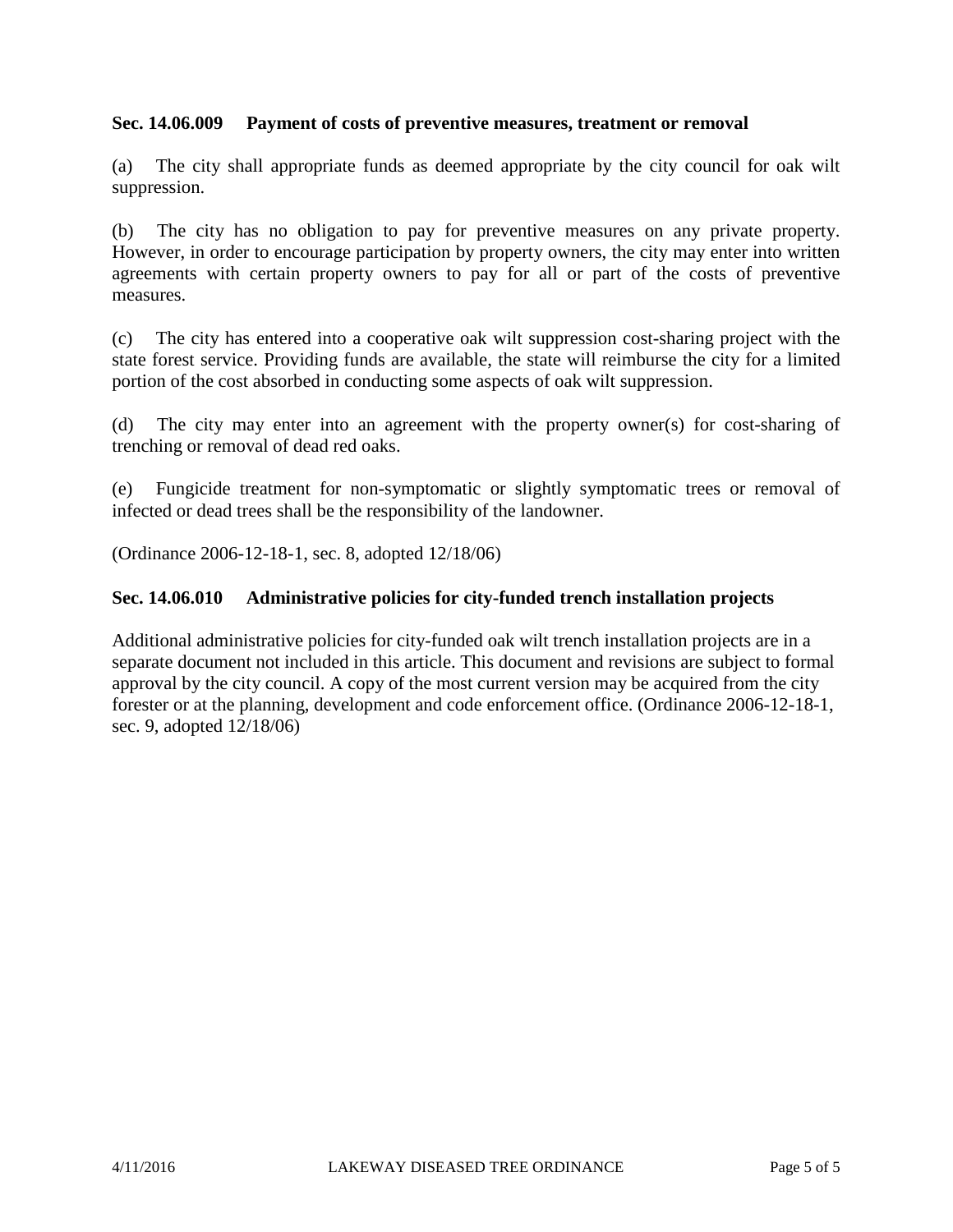### Sec. 14.06.009 Payment of costs of preventive measures, treatment or removal

(a) The city shall appropriate funds as deemed appropriate by the city council for oak wilt suppression.

(b) The city has no obligation to pay for preventive measures on any private property. However, in order to encourage participation by property owners, the city may enter into written agreements with certain property owners to pay for all or part of the costs of preventive measures.

(c) The city has entered into a cooperative oak wilt suppression cost-sharing project with the state forest service. Providing funds are available, the state will reimburse the city for a limited portion of the cost absorbed in conducting some aspects of oak wilt suppression.

(d) The city may enter into an agreement with the property owner(s) for cost-sharing of trenching or removal of dead red oaks.

(e) Fungicide treatment for non-symptomatic or slightly symptomatic trees or removal of infected or dead trees shall be the responsibility of the landowner.

(Ordinance 2006-12-18-1, sec. 8, adopted 12/18/06)

### Sec. 14.06.010 Administrative policies for city-funded trench installation projects

Additional administrative policies for city-funded oak wilt trench installation projects are in a separate document not included in this article. This document and revisions are subject to formal approval by the city council. A copy of the most current version may be acquired from the city forester or at the planning, development and code enforcement office. (Ordinance 2006-12-18-1, sec. 9, adopted 12/18/06)